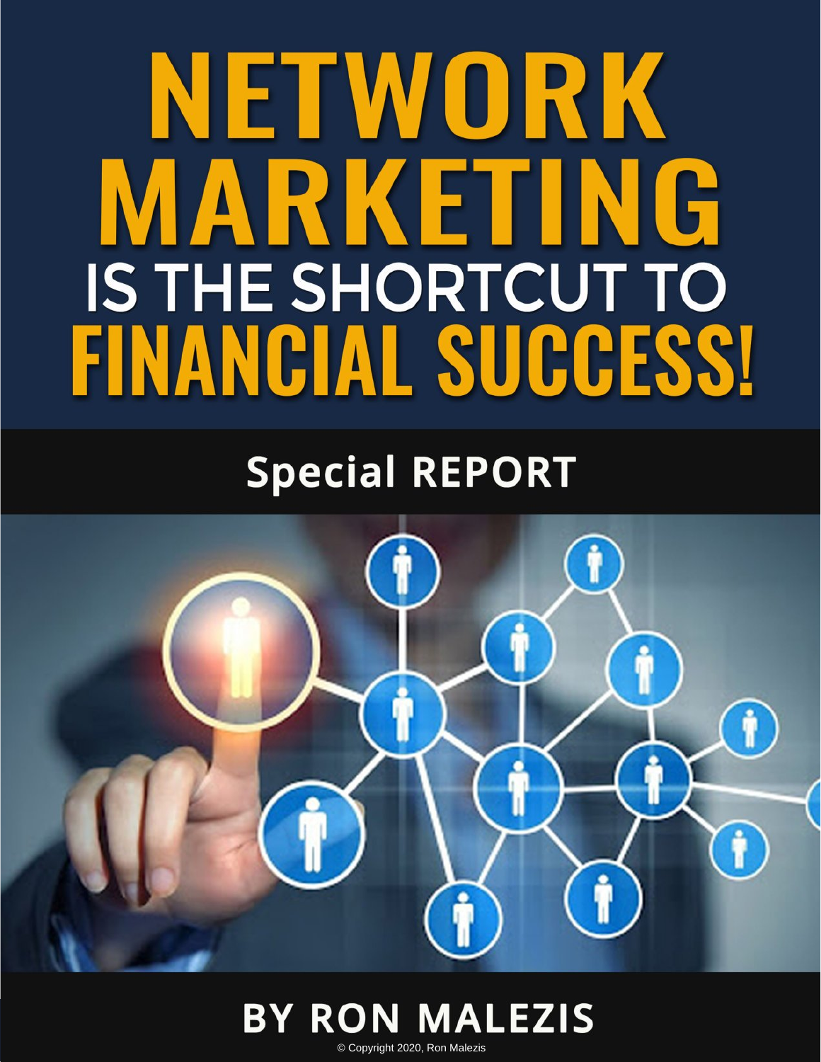# NETWORK MARKETING IS THE SHORTCUT TO FINANCIAL SUCCESS!

## Special REPORT

## BY RON MALEZIS

© Copyright 2020, Ron Malezis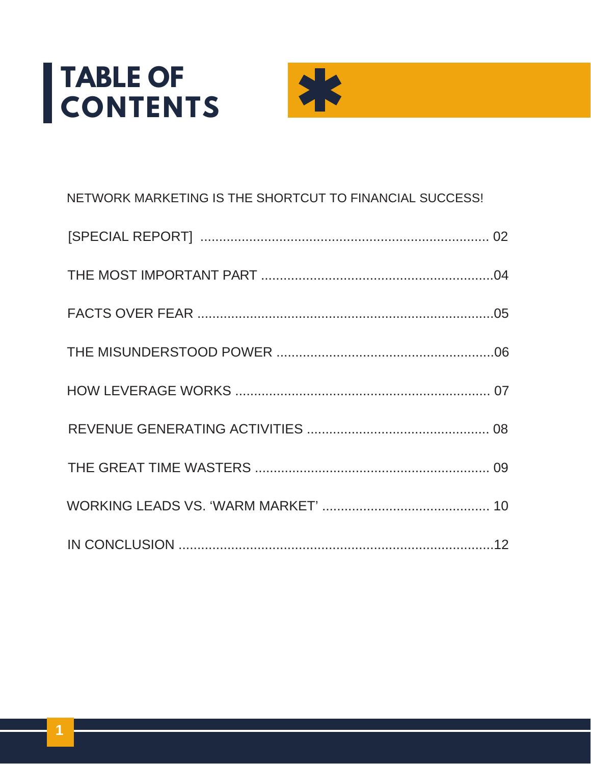# TABLE OF CONTENTS

NETWORK MARKETING IS THE SHORTCUT TO FINANCIAL SUCCESS!

[SPECIAL REPORT] ........................................................................ 02

THE MOST IMPORTANT PART ..........................................................04

FACTS OVER FEAR ..........................................................................05

THE MISUNDERSTOOD POWER .....................................................06

HOW LEVERAGE WORKS ................................................................ 07

REVENUE GENERATING ACTIVITIES ............................................. 08

THE GREAT TIME WASTERS ........................................................... 09

WORKING LEADS VS. 'WARM MARKET' ......................................... 10

IN CONCLUSION ...............................................................................12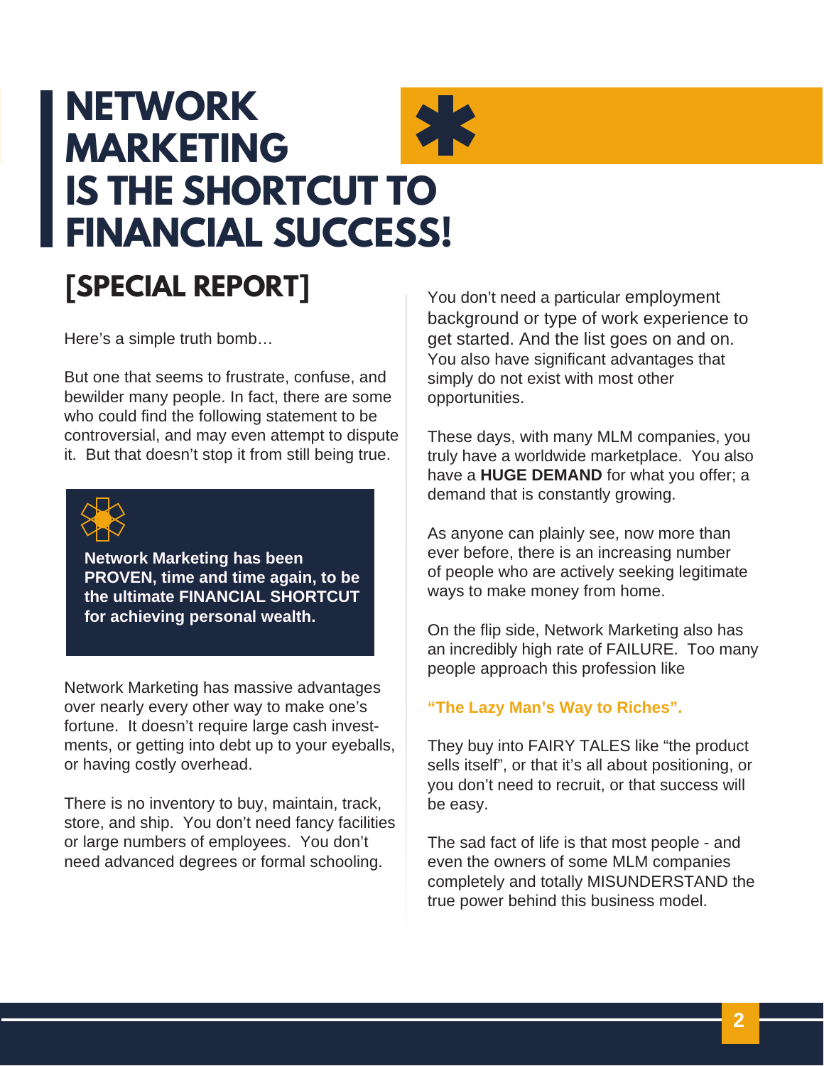# NETWORK MARKETING IS THE SHORTCUT TO FINANCIAL SUCCESS!

## [SPECIAL REPORT]

Here's a simple truth bomb…

But one that seems to frustrate, confuse, and bewilder many people. In fact, there are some who could find the following statement to be controversial, and may even attempt to dispute it. But that doesn't stop it from still being true.

**Network Marketing has been PROVEN, time and time again, to be the ultimate FINANCIAL SHORTCUT for achieving personal wealth.**

Network Marketing has massive advantages over nearly every other way to make one's fortune. It doesn't require large cash investments, or getting into debt up to your eyeballs, or having costly overhead.

There is no inventory to buy, maintain, track, store, and ship. You don't need fancy facilities or large numbers of employees. You don't need advanced degrees or formal schooling.

You don't need a particular employment background or type of work experience to get started. And the list goes on and on. You also have significant advantages that simply do not exist with most other opportunities.

These days, with many MLM companies, you truly have a worldwide marketplace. You also have a **HUGE DEMAND** for what you offer; a demand that is constantly growing.

As anyone can plainly see, now more than ever before, there is an increasing number of people who are actively seeking legitimate ways to make money from home.

On the flip side, Network Marketing also has an incredibly high rate of FAILURE. Too many people approach this profession like

**"The Lazy Man's Way to Riches".**

They buy into FAIRY TALES like "the product sells itself", or that it's all about positioning, or you don't need to recruit, or that success will be easy.

The sad fact of life is that most people - and even the owners of some MLM companies completely and totally MISUNDERSTAND the true power behind this business model.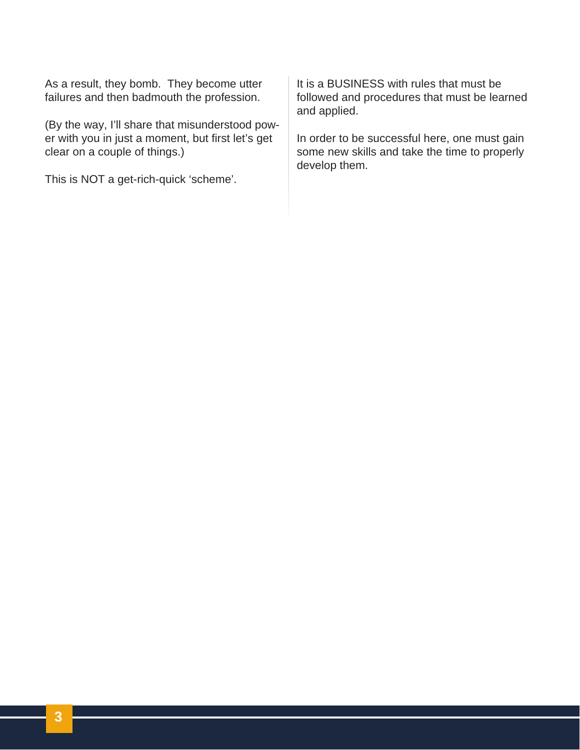As a result, they bomb.  They become utter failures and then badmouth the profession.

(By the way, I'll share that misunderstood power with you in just a moment, but first let's get clear on a couple of things.)

This is NOT a get-rich-quick 'scheme'.

It is a BUSINESS with rules that must be followed and procedures that must be learned and applied.

In order to be successful here, one must gain some new skills and take the time to properly develop them.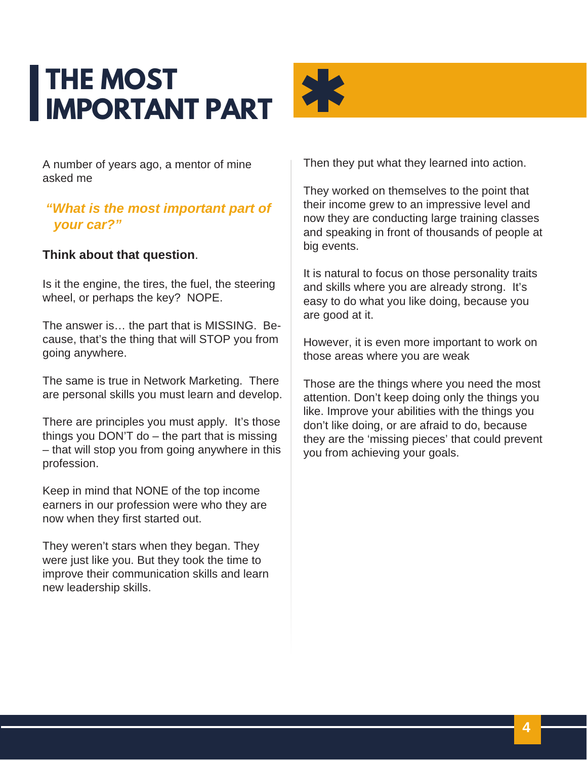# THE MOST IMPORTANT PART

A number of years ago, a mentor of mine asked me

***"What is the most important part of your car?"***

**Think about that question**.

Is it the engine, the tires, the fuel, the steering wheel, or perhaps the key? NOPE.

The answer is… the part that is MISSING. Because, that's the thing that will STOP you from going anywhere.

The same is true in Network Marketing. There are personal skills you must learn and develop.

There are principles you must apply. It's those things you DON'T do – the part that is missing – that will stop you from going anywhere in this profession.

Keep in mind that NONE of the top income earners in our profession were who they are now when they first started out.

They weren't stars when they began. They were just like you. But they took the time to improve their communication skills and learn new leadership skills.

Then they put what they learned into action.

They worked on themselves to the point that their income grew to an impressive level and now they are conducting large training classes and speaking in front of thousands of people at big events.

It is natural to focus on those personality traits and skills where you are already strong. It's easy to do what you like doing, because you are good at it.

However, it is even more important to work on those areas where you are weak

Those are the things where you need the most attention. Don't keep doing only the things you like. Improve your abilities with the things you don't like doing, or are afraid to do, because they are the 'missing pieces' that could prevent you from achieving your goals.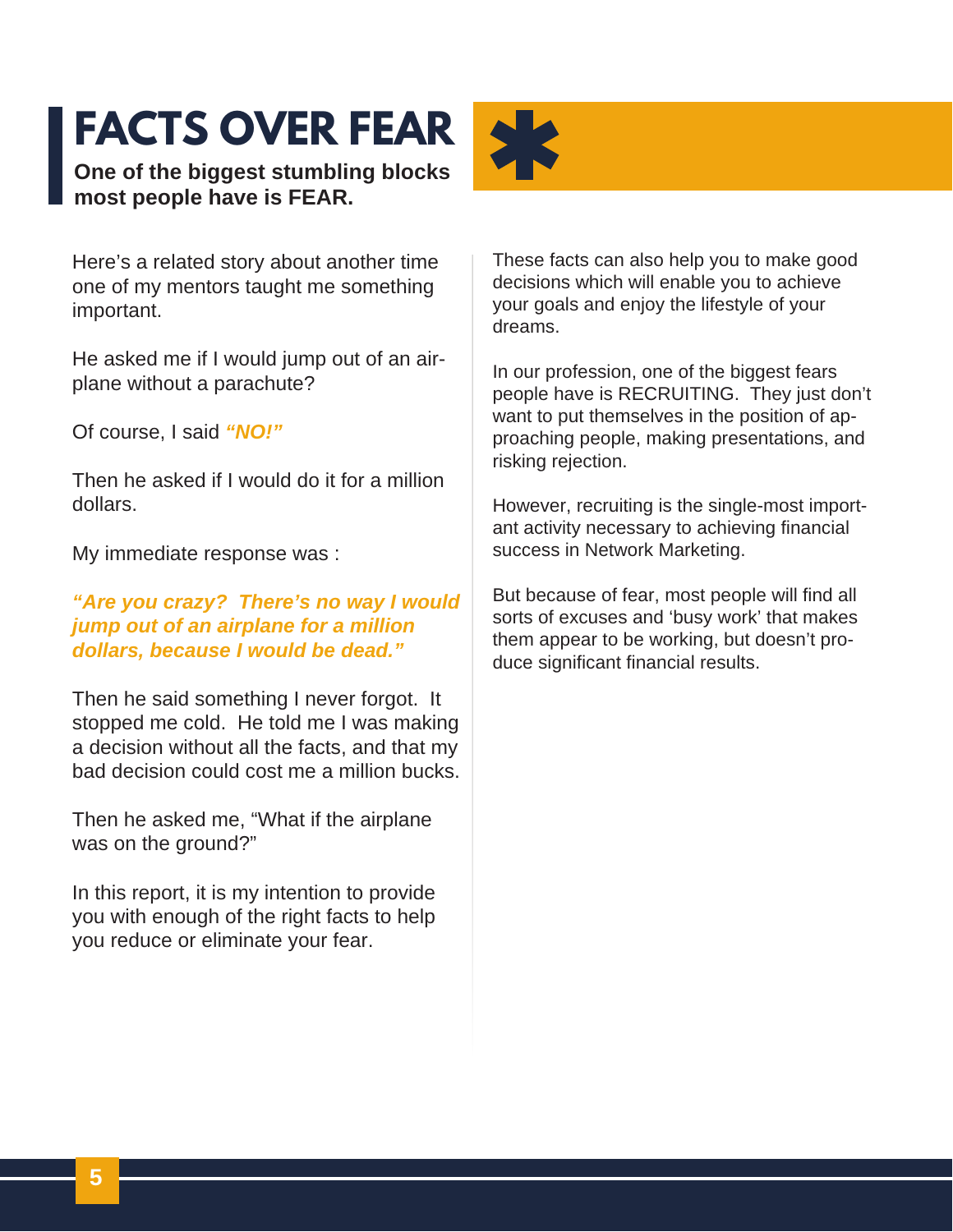# FACTS OVER FEAR

**One of the biggest stumbling blocks most people have is FEAR.**

Here's a related story about another time one of my mentors taught me something important.

He asked me if I would jump out of an airplane without a parachute?

Of course, I said ***"NO!"***

Then he asked if I would do it for a million dollars.

My immediate response was :

***"Are you crazy? There's no way I would jump out of an airplane for a million dollars, because I would be dead."***

Then he said something I never forgot. It stopped me cold. He told me I was making a decision without all the facts, and that my bad decision could cost me a million bucks.

Then he asked me, "What if the airplane was on the ground?"

In this report, it is my intention to provide you with enough of the right facts to help you reduce or eliminate your fear.

These facts can also help you to make good decisions which will enable you to achieve your goals and enjoy the lifestyle of your dreams.

In our profession, one of the biggest fears people have is RECRUITING. They just don't want to put themselves in the position of approaching people, making presentations, and risking rejection.

However, recruiting is the single-most important activity necessary to achieving financial success in Network Marketing.

But because of fear, most people will find all sorts of excuses and 'busy work' that makes them appear to be working, but doesn't produce significant financial results.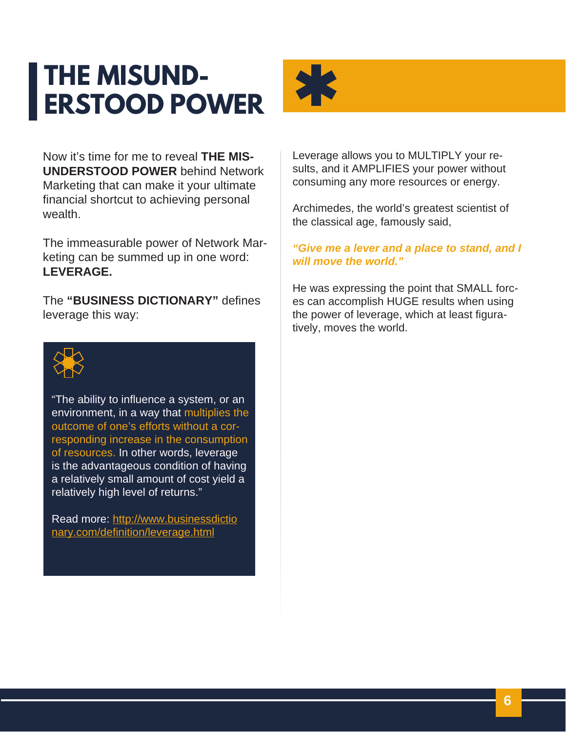# THE MISUNDERSTOOD POWER

Now it's time for me to reveal **THE MISUNDERSTOOD POWER** behind Network Marketing that can make it your ultimate financial shortcut to achieving personal wealth.

The immeasurable power of Network Marketing can be summed up in one word: **LEVERAGE.**

The **"BUSINESS DICTIONARY"** defines leverage this way:

> "The ability to influence a system, or an environment, in a way that multiplies the outcome of one's efforts without a corresponding increase in the consumption of resources. In other words, leverage is the advantageous condition of having a relatively small amount of cost yield a relatively high level of returns."
>
> Read more: [http://www.businessdictionary.com/definition/leverage.html](http://www.businessdictionary.com/definition/leverage.html)

Leverage allows you to MULTIPLY your results, and it AMPLIFIES your power without consuming any more resources or energy.

Archimedes, the world's greatest scientist of the classical age, famously said,

***"Give me a lever and a place to stand, and I will move the world."***

He was expressing the point that SMALL forces can accomplish HUGE results when using the power of leverage, which at least figuratively, moves the world.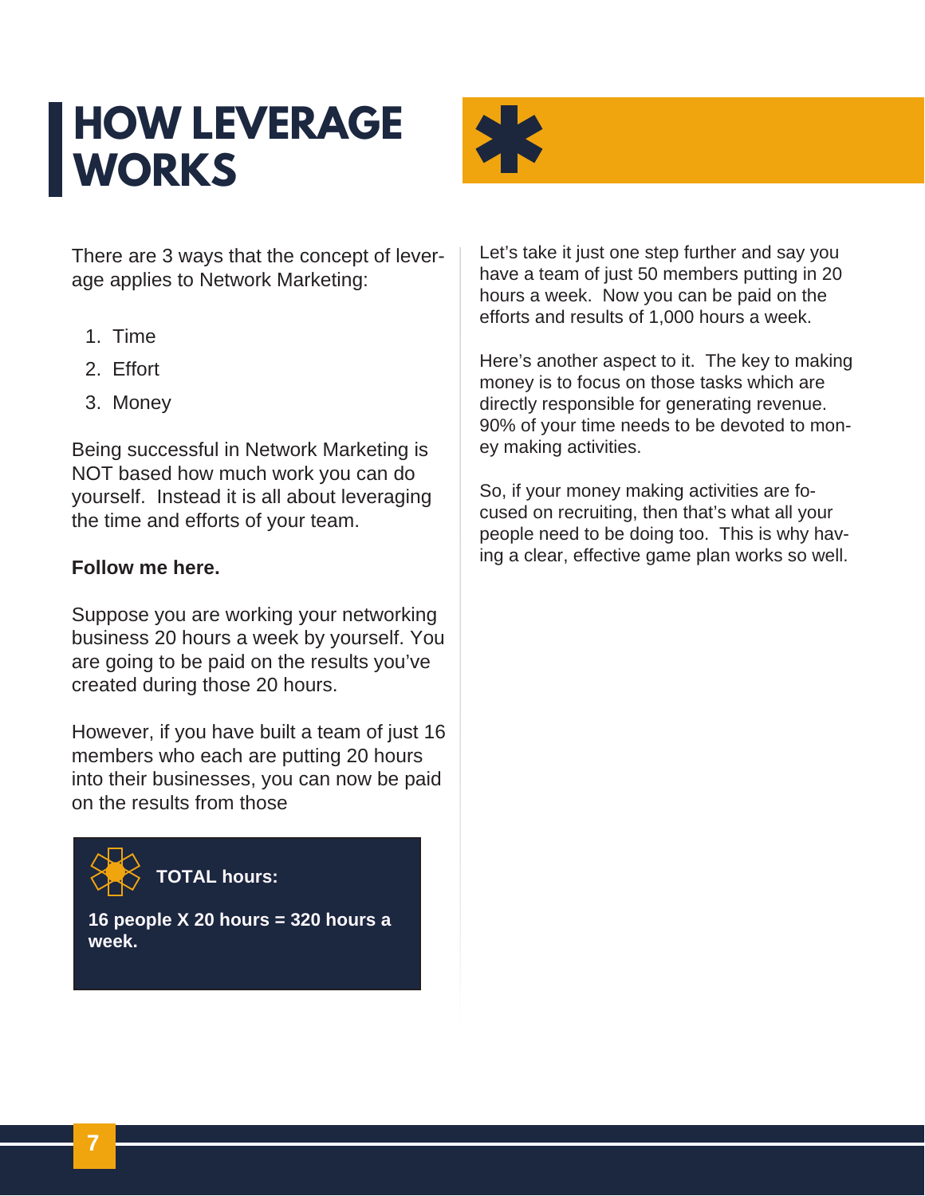# HOW LEVERAGE WORKS

There are 3 ways that the concept of leverage applies to Network Marketing:

1. Time
2. Effort
3. Money

Being successful in Network Marketing is NOT based how much work you can do yourself. Instead it is all about leveraging the time and efforts of your team.

**Follow me here.**

Suppose you are working your networking business 20 hours a week by yourself. You are going to be paid on the results you've created during those 20 hours.

However, if you have built a team of just 16 members who each are putting 20 hours into their businesses, you can now be paid on the results from those

**TOTAL hours:**

**16 people X 20 hours = 320 hours a week.**

Let's take it just one step further and say you have a team of just 50 members putting in 20 hours a week. Now you can be paid on the efforts and results of 1,000 hours a week.

Here's another aspect to it. The key to making money is to focus on those tasks which are directly responsible for generating revenue. 90% of your time needs to be devoted to money making activities.

So, if your money making activities are focused on recruiting, then that's what all your people need to be doing too. This is why having a clear, effective game plan works so well.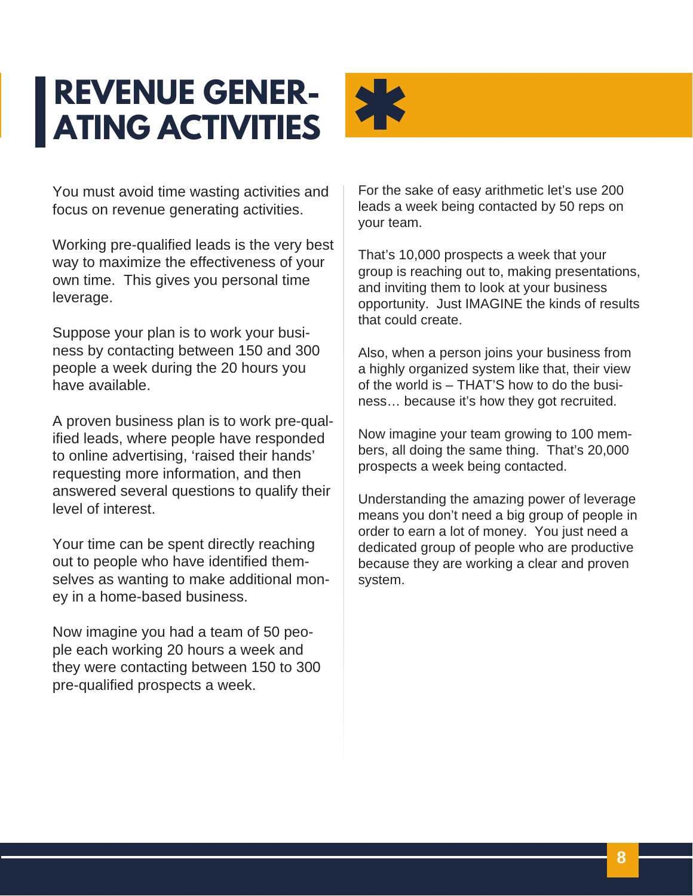# REVENUE GENERATING ACTIVITIES

You must avoid time wasting activities and focus on revenue generating activities.

Working pre-qualified leads is the very best way to maximize the effectiveness of your own time. This gives you personal time leverage.

Suppose your plan is to work your business by contacting between 150 and 300 people a week during the 20 hours you have available.

A proven business plan is to work pre-qualified leads, where people have responded to online advertising, 'raised their hands' requesting more information, and then answered several questions to qualify their level of interest.

Your time can be spent directly reaching out to people who have identified themselves as wanting to make additional money in a home-based business.

Now imagine you had a team of 50 people each working 20 hours a week and they were contacting between 150 to 300 pre-qualified prospects a week.

For the sake of easy arithmetic let's use 200 leads a week being contacted by 50 reps on your team.

That's 10,000 prospects a week that your group is reaching out to, making presentations, and inviting them to look at your business opportunity. Just IMAGINE the kinds of results that could create.

Also, when a person joins your business from a highly organized system like that, their view of the world is – THAT'S how to do the business… because it's how they got recruited.

Now imagine your team growing to 100 members, all doing the same thing. That's 20,000 prospects a week being contacted.

Understanding the amazing power of leverage means you don't need a big group of people in order to earn a lot of money. You just need a dedicated group of people who are productive because they are working a clear and proven system.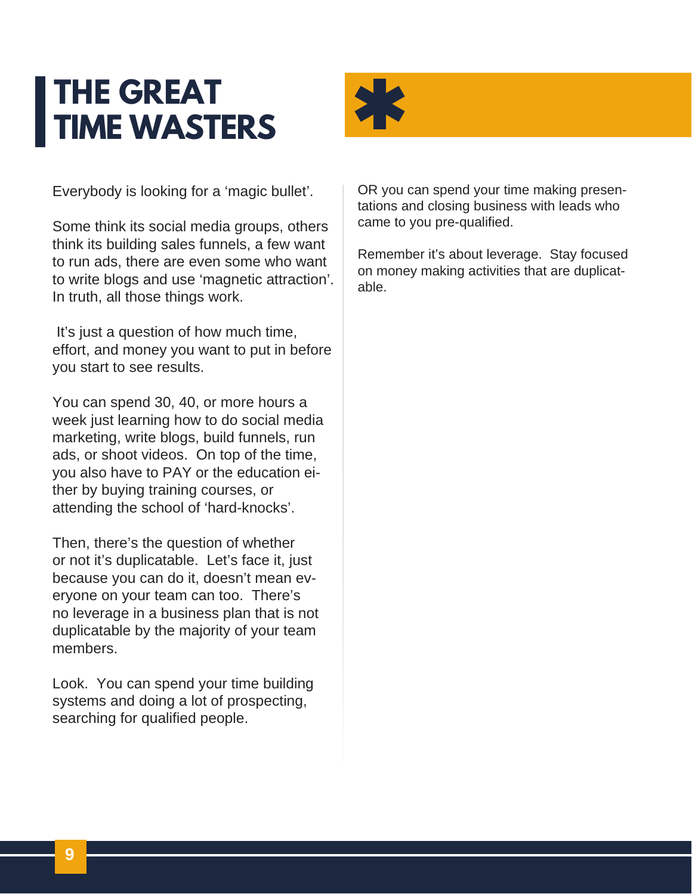# THE GREAT TIME WASTERS

Everybody is looking for a 'magic bullet'.

Some think its social media groups, others think its building sales funnels, a few want to run ads, there are even some who want to write blogs and use 'magnetic attraction'. In truth, all those things work.

It's just a question of how much time, effort, and money you want to put in before you start to see results.

You can spend 30, 40, or more hours a week just learning how to do social media marketing, write blogs, build funnels, run ads, or shoot videos. On top of the time, you also have to PAY or the education either by buying training courses, or attending the school of 'hard-knocks'.

Then, there's the question of whether or not it's duplicatable. Let's face it, just because you can do it, doesn't mean everyone on your team can too. There's no leverage in a business plan that is not duplicatable by the majority of your team members.

Look. You can spend your time building systems and doing a lot of prospecting, searching for qualified people.

OR you can spend your time making presentations and closing business with leads who came to you pre-qualified.

Remember it's about leverage. Stay focused on money making activities that are duplicatable.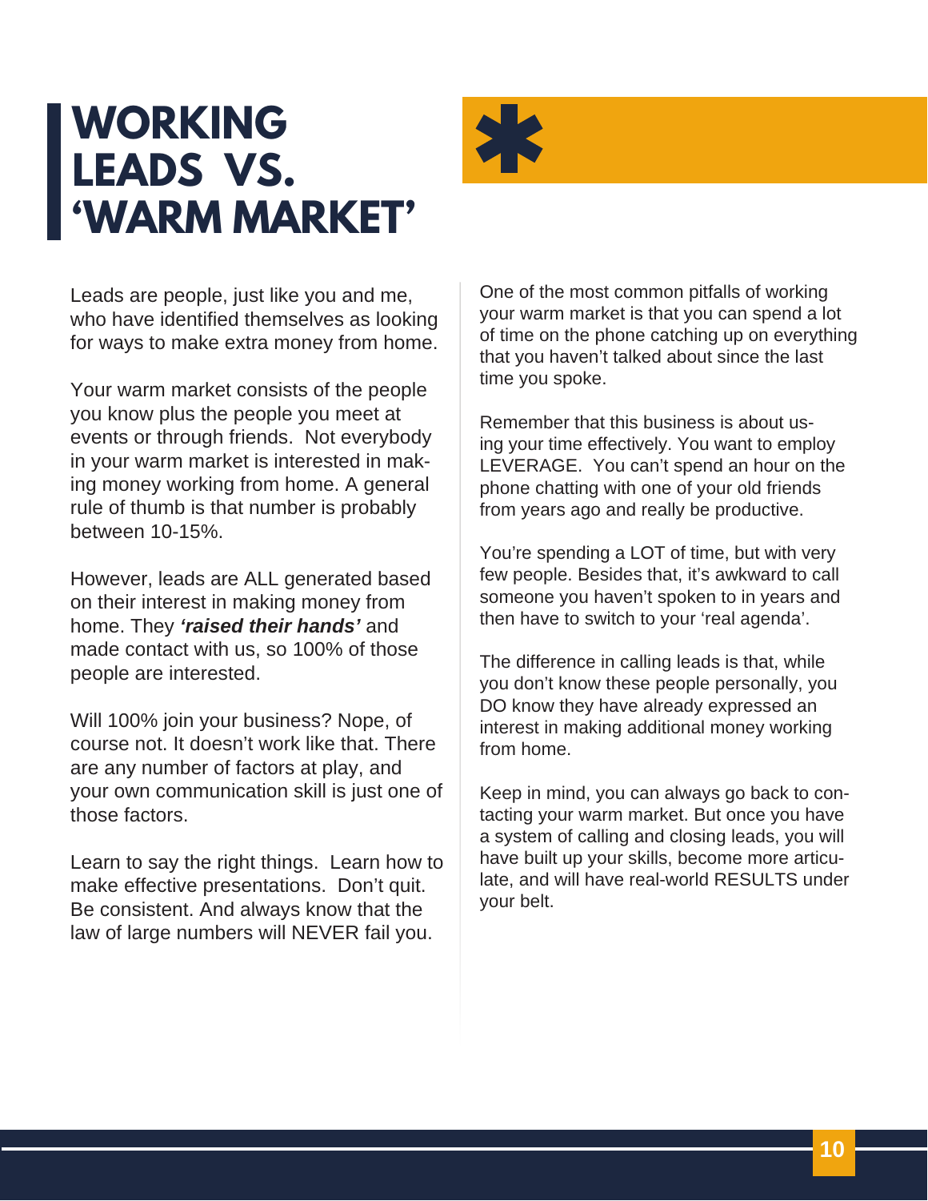# WORKING LEADS VS. 'WARM MARKET'

Leads are people, just like you and me, who have identified themselves as looking for ways to make extra money from home.

Your warm market consists of the people you know plus the people you meet at events or through friends. Not everybody in your warm market is interested in making money working from home. A general rule of thumb is that number is probably between 10-15%.

However, leads are ALL generated based on their interest in making money from home. They ***'raised their hands'*** and made contact with us, so 100% of those people are interested.

Will 100% join your business? Nope, of course not. It doesn't work like that. There are any number of factors at play, and your own communication skill is just one of those factors.

Learn to say the right things. Learn how to make effective presentations. Don't quit. Be consistent. And always know that the law of large numbers will NEVER fail you.

One of the most common pitfalls of working your warm market is that you can spend a lot of time on the phone catching up on everything that you haven't talked about since the last time you spoke.

Remember that this business is about using your time effectively. You want to employ LEVERAGE. You can't spend an hour on the phone chatting with one of your old friends from years ago and really be productive.

You're spending a LOT of time, but with very few people. Besides that, it's awkward to call someone you haven't spoken to in years and then have to switch to your 'real agenda'.

The difference in calling leads is that, while you don't know these people personally, you DO know they have already expressed an interest in making additional money working from home.

Keep in mind, you can always go back to contacting your warm market. But once you have a system of calling and closing leads, you will have built up your skills, become more articulate, and will have real-world RESULTS under your belt.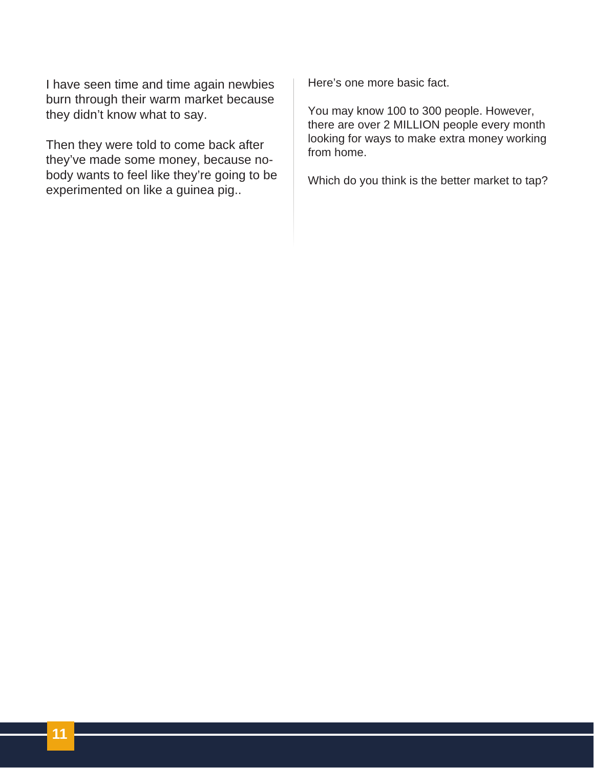I have seen time and time again newbies burn through their warm market because they didn't know what to say.

Then they were told to come back after they've made some money, because nobody wants to feel like they're going to be experimented on like a guinea pig..

Here's one more basic fact.

You may know 100 to 300 people. However, there are over 2 MILLION people every month looking for ways to make extra money working from home.

Which do you think is the better market to tap?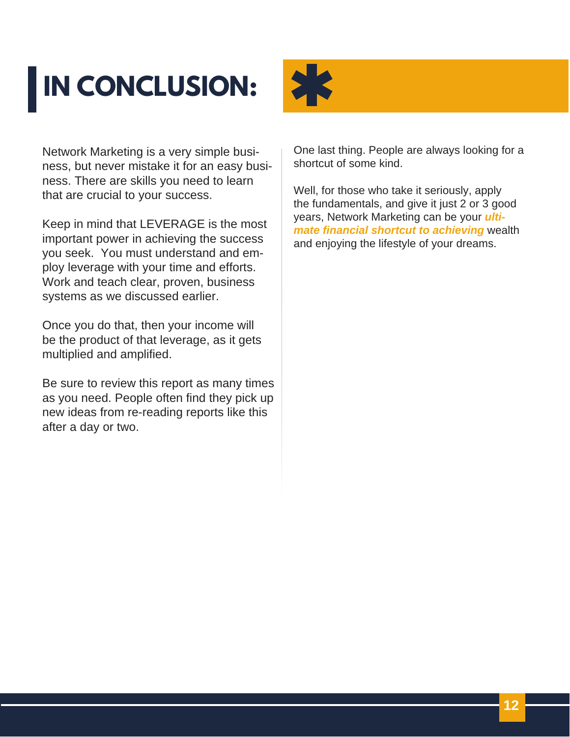# IN CONCLUSION:

Network Marketing is a very simple business, but never mistake it for an easy business. There are skills you need to learn that are crucial to your success.

Keep in mind that LEVERAGE is the most important power in achieving the success you seek. You must understand and employ leverage with your time and efforts. Work and teach clear, proven, business systems as we discussed earlier.

Once you do that, then your income will be the product of that leverage, as it gets multiplied and amplified.

Be sure to review this report as many times as you need. People often find they pick up new ideas from re-reading reports like this after a day or two.

One last thing. People are always looking for a shortcut of some kind.

Well, for those who take it seriously, apply the fundamentals, and give it just 2 or 3 good years, Network Marketing can be your ***ultimate financial shortcut to achieving*** wealth and enjoying the lifestyle of your dreams.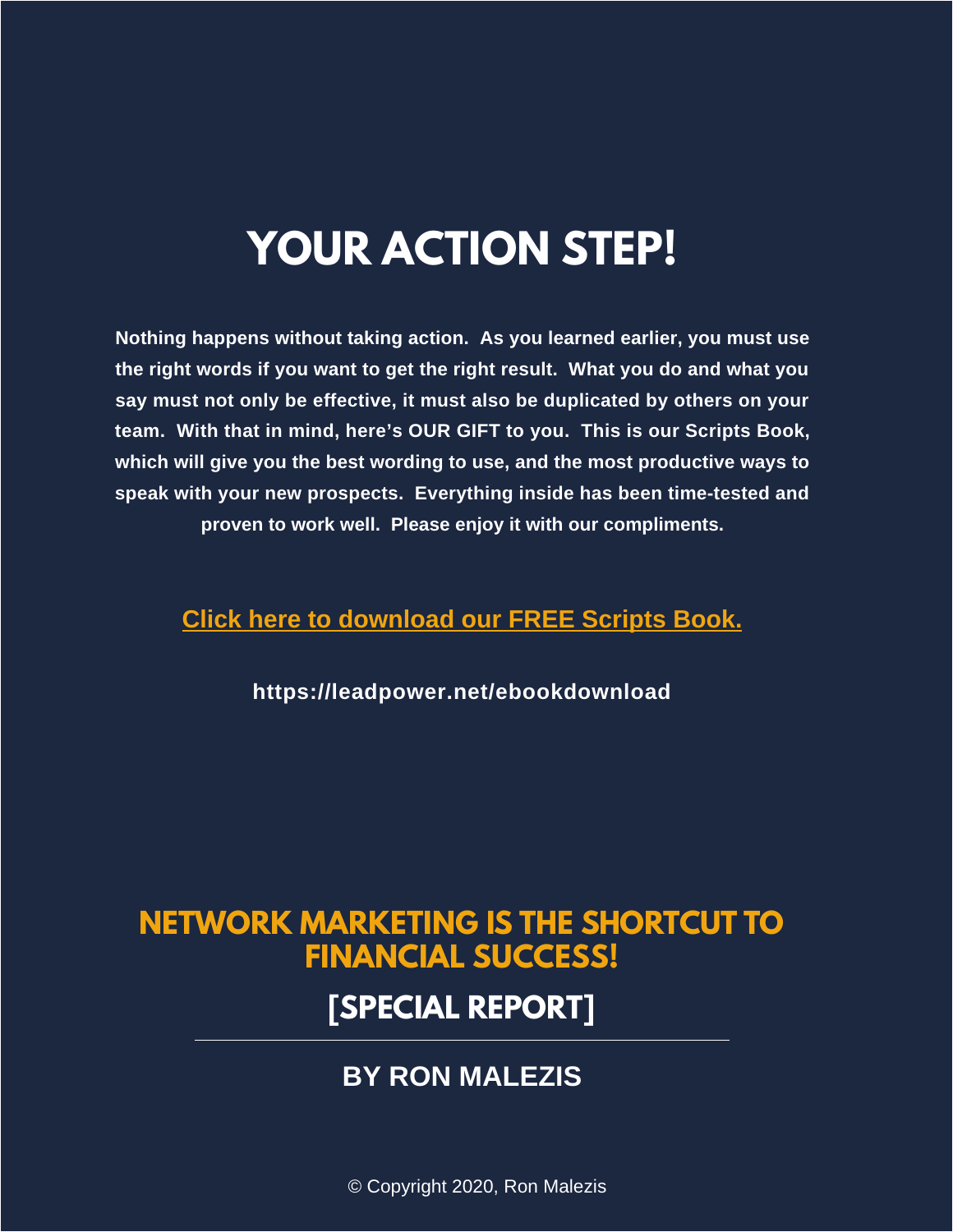# YOUR ACTION STEP!

**Nothing happens without taking action. As you learned earlier, you must use the right words if you want to get the right result. What you do and what you say must not only be effective, it must also be duplicated by others on your team. With that in mind, here's OUR GIFT to you. This is our Scripts Book, which will give you the best wording to use, and the most productive ways to speak with your new prospects. Everything inside has been time-tested and proven to work well. Please enjoy it with our compliments.**

**Click here to download our FREE Scripts Book.**

**https://leadpower.net/ebookdownload**

## NETWORK MARKETING IS THE SHORTCUT TO FINANCIAL SUCCESS!

## [SPECIAL REPORT]

### BY RON MALEZIS

© Copyright 2020, Ron Malezis